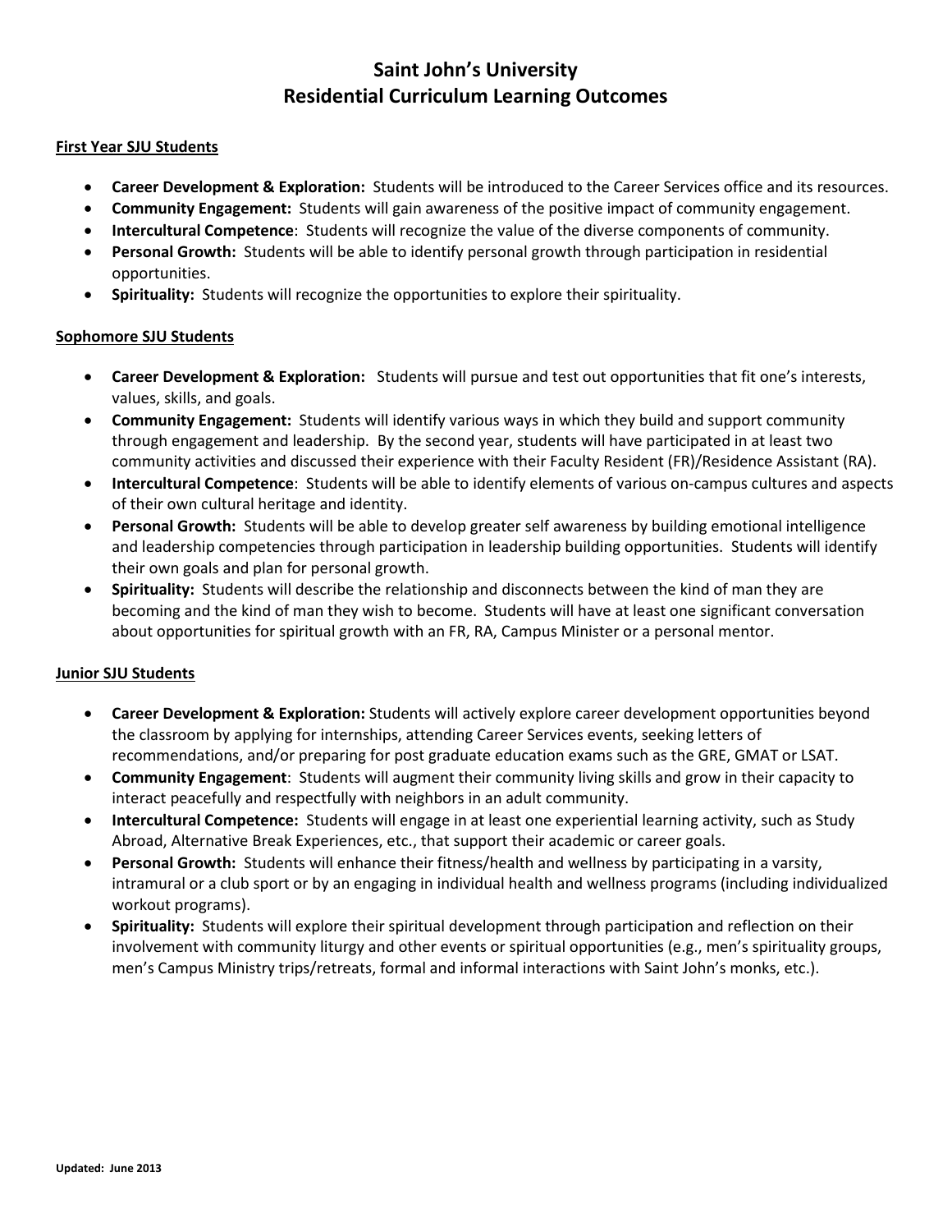# Saint John's University
# Residential Curriculum Learning Outcomes

<u>**First Year SJU Students**</u>

- **Career Development & Exploration:** Students will be introduced to the Career Services office and its resources.
- **Community Engagement:** Students will gain awareness of the positive impact of community engagement.
- **Intercultural Competence**: Students will recognize the value of the diverse components of community.
- **Personal Growth:** Students will be able to identify personal growth through participation in residential opportunities.
- **Spirituality:** Students will recognize the opportunities to explore their spirituality.

<u>**Sophomore SJU Students**</u>

- **Career Development & Exploration:** Students will pursue and test out opportunities that fit one's interests, values, skills, and goals.
- **Community Engagement:** Students will identify various ways in which they build and support community through engagement and leadership. By the second year, students will have participated in at least two community activities and discussed their experience with their Faculty Resident (FR)/Residence Assistant (RA).
- **Intercultural Competence**: Students will be able to identify elements of various on-campus cultures and aspects of their own cultural heritage and identity.
- **Personal Growth:** Students will be able to develop greater self awareness by building emotional intelligence and leadership competencies through participation in leadership building opportunities. Students will identify their own goals and plan for personal growth.
- **Spirituality:** Students will describe the relationship and disconnects between the kind of man they are becoming and the kind of man they wish to become. Students will have at least one significant conversation about opportunities for spiritual growth with an FR, RA, Campus Minister or a personal mentor.

<u>**Junior SJU Students**</u>

- **Career Development & Exploration:** Students will actively explore career development opportunities beyond the classroom by applying for internships, attending Career Services events, seeking letters of recommendations, and/or preparing for post graduate education exams such as the GRE, GMAT or LSAT.
- **Community Engagement**: Students will augment their community living skills and grow in their capacity to interact peacefully and respectfully with neighbors in an adult community.
- **Intercultural Competence:** Students will engage in at least one experiential learning activity, such as Study Abroad, Alternative Break Experiences, etc., that support their academic or career goals.
- **Personal Growth:** Students will enhance their fitness/health and wellness by participating in a varsity, intramural or a club sport or by an engaging in individual health and wellness programs (including individualized workout programs).
- **Spirituality:** Students will explore their spiritual development through participation and reflection on their involvement with community liturgy and other events or spiritual opportunities (e.g., men's spirituality groups, men's Campus Ministry trips/retreats, formal and informal interactions with Saint John's monks, etc.).

**Updated: June 2013**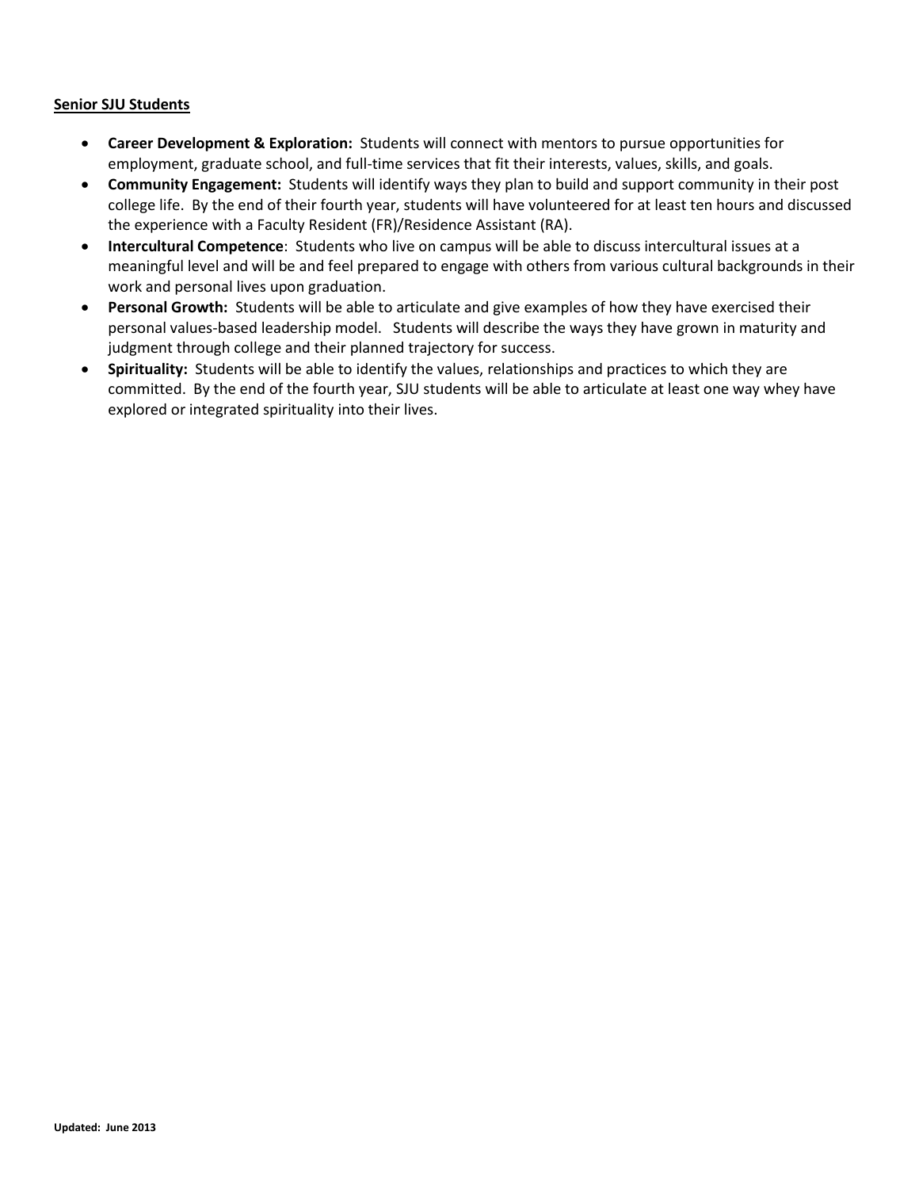**Senior SJU Students**

- **Career Development & Exploration:** Students will connect with mentors to pursue opportunities for employment, graduate school, and full-time services that fit their interests, values, skills, and goals.
- **Community Engagement:** Students will identify ways they plan to build and support community in their post college life. By the end of their fourth year, students will have volunteered for at least ten hours and discussed the experience with a Faculty Resident (FR)/Residence Assistant (RA).
- **Intercultural Competence**: Students who live on campus will be able to discuss intercultural issues at a meaningful level and will be and feel prepared to engage with others from various cultural backgrounds in their work and personal lives upon graduation.
- **Personal Growth:** Students will be able to articulate and give examples of how they have exercised their personal values-based leadership model. Students will describe the ways they have grown in maturity and judgment through college and their planned trajectory for success.
- **Spirituality:** Students will be able to identify the values, relationships and practices to which they are committed. By the end of the fourth year, SJU students will be able to articulate at least one way whey have explored or integrated spirituality into their lives.

**Updated: June 2013**